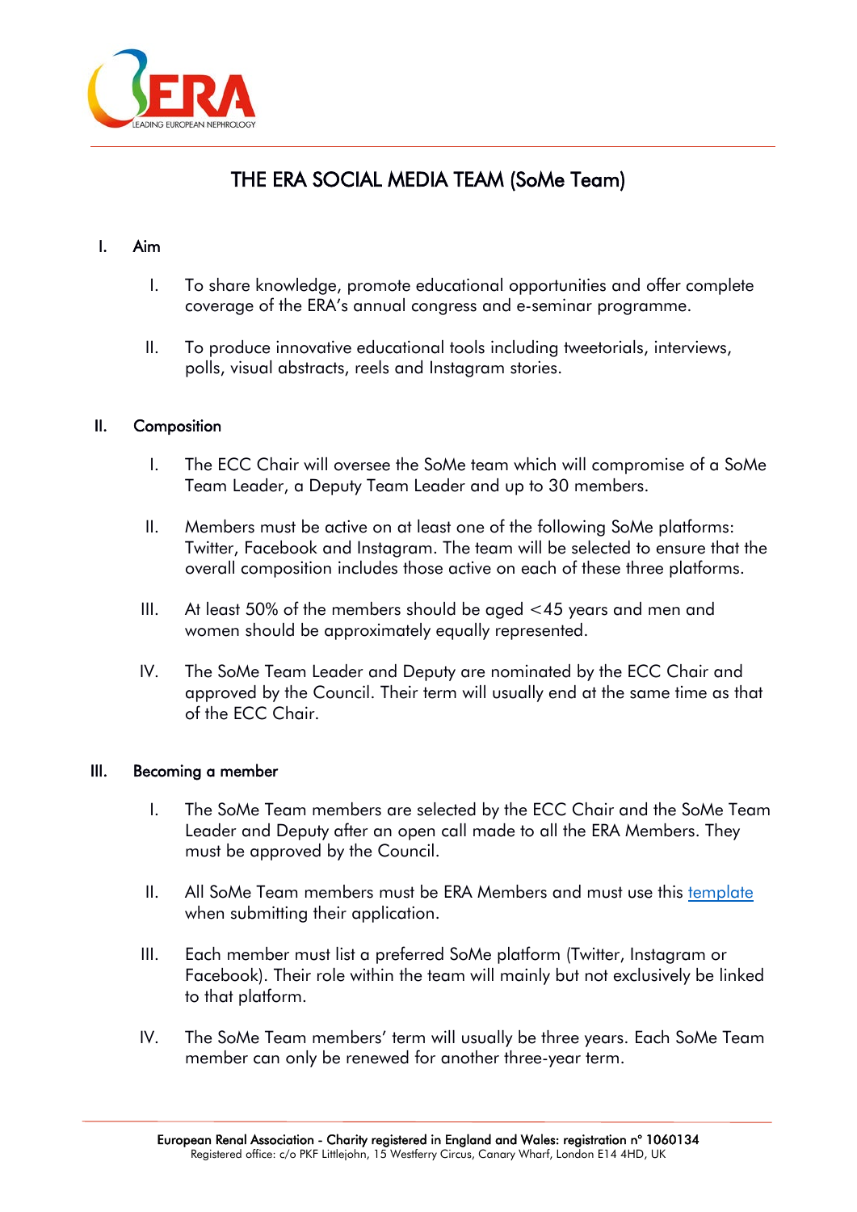# THE ERA SOCIAL MEDIA TEAM (SoMe Team)

## I. Aim

I. To share knowledge, promote educational opportunities and offer complete coverage of the ERA's annual congress and e-seminar programme.

II. To produce innovative educational tools including tweetorials, interviews, polls, visual abstracts, reels and Instagram stories.

## II. Composition

I. The ECC Chair will oversee the SoMe team which will compromise of a SoMe Team Leader, a Deputy Team Leader and up to 30 members.

II. Members must be active on at least one of the following SoMe platforms: Twitter, Facebook and Instagram. The team will be selected to ensure that the overall composition includes those active on each of these three platforms.

III. At least 50% of the members should be aged <45 years and men and women should be approximately equally represented.

IV. The SoMe Team Leader and Deputy are nominated by the ECC Chair and approved by the Council. Their term will usually end at the same time as that of the ECC Chair.

## III. Becoming a member

I. The SoMe Team members are selected by the ECC Chair and the SoMe Team Leader and Deputy after an open call made to all the ERA Members. They must be approved by the Council.

II. All SoMe Team members must be ERA Members and must use this template when submitting their application.

III. Each member must list a preferred SoMe platform (Twitter, Instagram or Facebook). Their role within the team will mainly but not exclusively be linked to that platform.

IV. The SoMe Team members' term will usually be three years. Each SoMe Team member can only be renewed for another three-year term.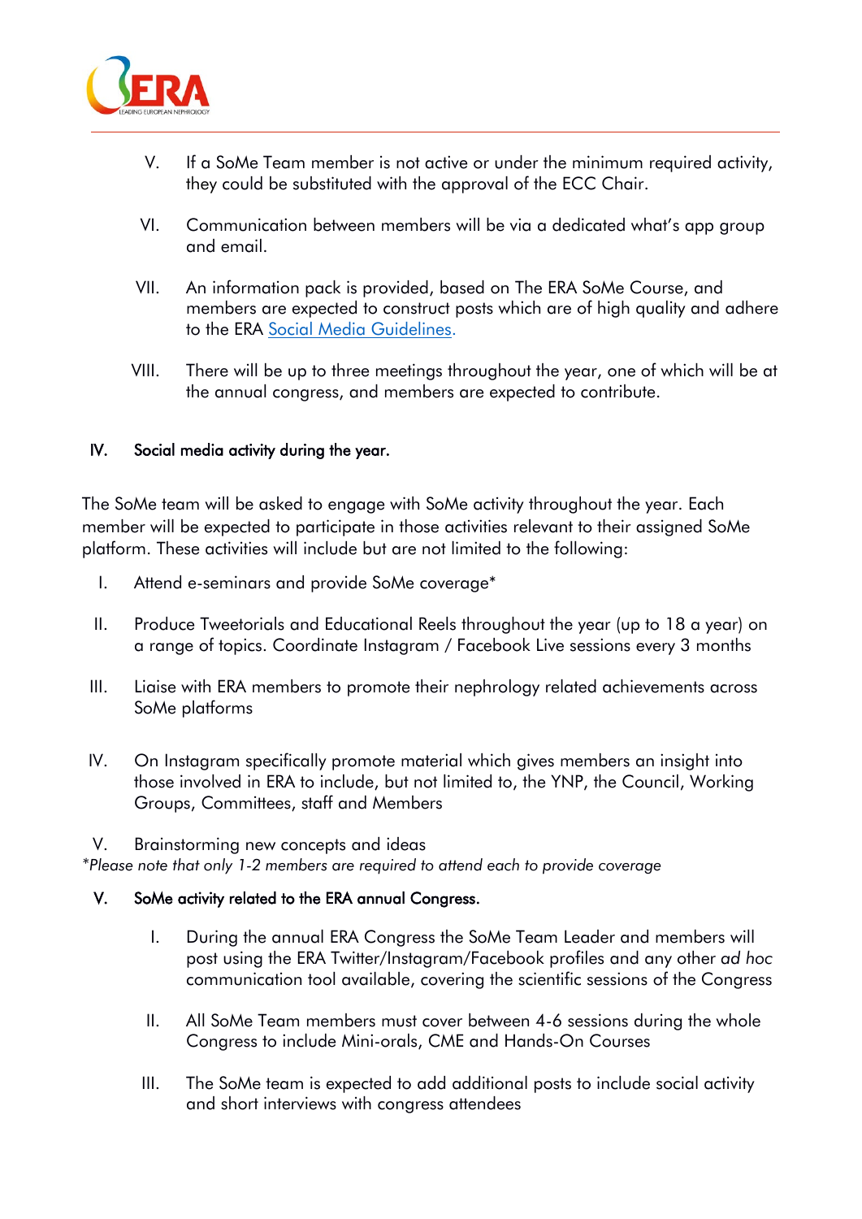V. If a SoMe Team member is not active or under the minimum required activity, they could be substituted with the approval of the ECC Chair.

VI. Communication between members will be via a dedicated what's app group and email.

VII. An information pack is provided, based on The ERA SoMe Course, and members are expected to construct posts which are of high quality and adhere to the ERA Social Media Guidelines.

VIII. There will be up to three meetings throughout the year, one of which will be at the annual congress, and members are expected to contribute.

## IV. Social media activity during the year.

The SoMe team will be asked to engage with SoMe activity throughout the year. Each member will be expected to participate in those activities relevant to their assigned SoMe platform. These activities will include but are not limited to the following:

I. Attend e-seminars and provide SoMe coverage*

II. Produce Tweetorials and Educational Reels throughout the year (up to 18 a year) on a range of topics. Coordinate Instagram / Facebook Live sessions every 3 months

III. Liaise with ERA members to promote their nephrology related achievements across SoMe platforms

IV. On Instagram specifically promote material which gives members an insight into those involved in ERA to include, but not limited to, the YNP, the Council, Working Groups, Committees, staff and Members

V. Brainstorming new concepts and ideas

*\*Please note that only 1-2 members are required to attend each to provide coverage*

## V. SoMe activity related to the ERA annual Congress.

I. During the annual ERA Congress the SoMe Team Leader and members will post using the ERA Twitter/Instagram/Facebook profiles and any other *ad hoc* communication tool available, covering the scientific sessions of the Congress

II. All SoMe Team members must cover between 4-6 sessions during the whole Congress to include Mini-orals, CME and Hands-On Courses

III. The SoMe team is expected to add additional posts to include social activity and short interviews with congress attendees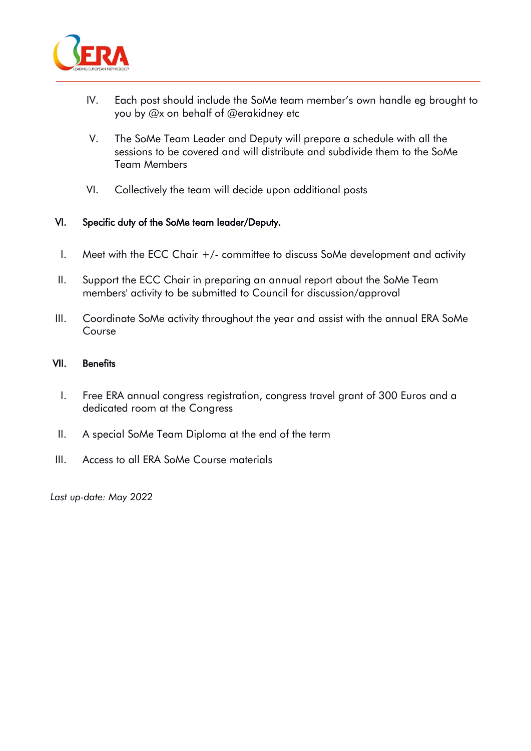IV. Each post should include the SoMe team member's own handle eg brought to you by @x on behalf of @erakidney etc

V. The SoMe Team Leader and Deputy will prepare a schedule with all the sessions to be covered and will distribute and subdivide them to the SoMe Team Members

VI. Collectively the team will decide upon additional posts

## VI. Specific duty of the SoMe team leader/Deputy.

I. Meet with the ECC Chair +/- committee to discuss SoMe development and activity

II. Support the ECC Chair in preparing an annual report about the SoMe Team members' activity to be submitted to Council for discussion/approval

III. Coordinate SoMe activity throughout the year and assist with the annual ERA SoMe Course

## VII. Benefits

I. Free ERA annual congress registration, congress travel grant of 300 Euros and a dedicated room at the Congress

II. A special SoMe Team Diploma at the end of the term

III. Access to all ERA SoMe Course materials

*Last up-date: May 2022*